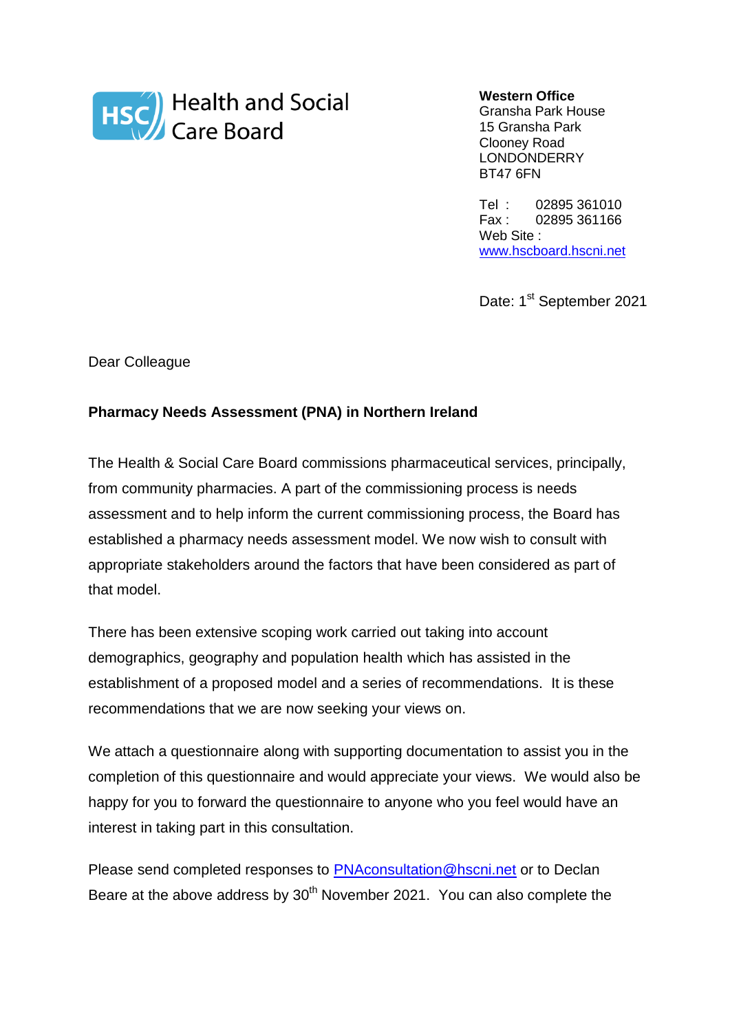Health and Social Care Board

**Western Office**
Gransha Park House
15 Gransha Park
Clooney Road
LONDONDERRY
BT47 6FN

Tel : 02895 361010
Fax : 02895 361166
Web Site : [www.hscboard.hscni.net](http://www.hscboard.hscni.net)

Date: 1st September 2021

Dear Colleague

**Pharmacy Needs Assessment (PNA) in Northern Ireland**

The Health & Social Care Board commissions pharmaceutical services, principally, from community pharmacies. A part of the commissioning process is needs assessment and to help inform the current commissioning process, the Board has established a pharmacy needs assessment model. We now wish to consult with appropriate stakeholders around the factors that have been considered as part of that model.

There has been extensive scoping work carried out taking into account demographics, geography and population health which has assisted in the establishment of a proposed model and a series of recommendations. It is these recommendations that we are now seeking your views on.

We attach a questionnaire along with supporting documentation to assist you in the completion of this questionnaire and would appreciate your views. We would also be happy for you to forward the questionnaire to anyone who you feel would have an interest in taking part in this consultation.

Please send completed responses to [PNAconsultation@hscni.net](mailto:PNAconsultation@hscni.net) or to Declan Beare at the above address by 30th November 2021. You can also complete the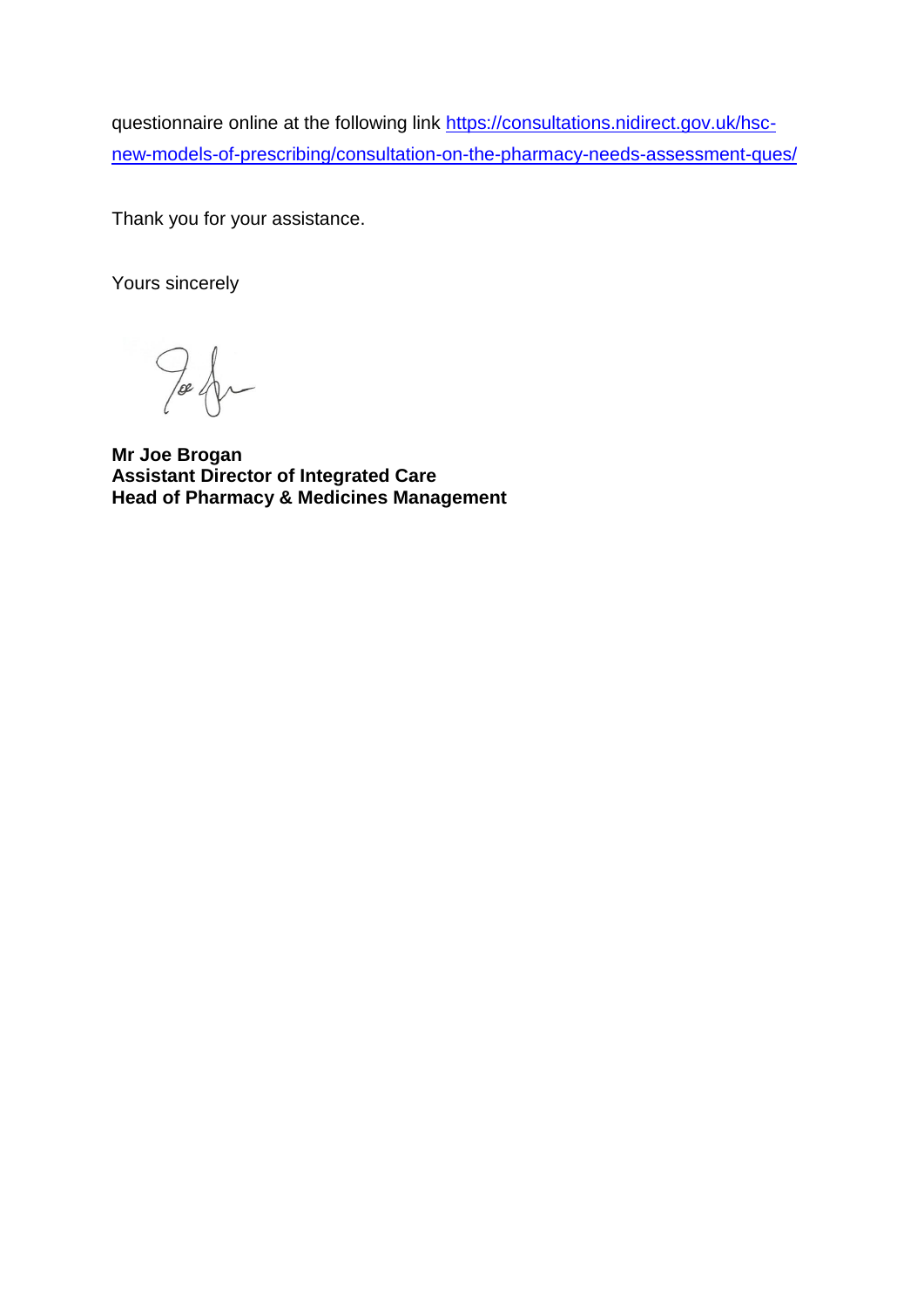questionnaire online at the following link [https://consultations.nidirect.gov.uk/hsc-new-models-of-prescribing/consultation-on-the-pharmacy-needs-assessment-ques/](https://consultations.nidirect.gov.uk/hsc-new-models-of-prescribing/consultation-on-the-pharmacy-needs-assessment-ques/)

Thank you for your assistance.

Yours sincerely

**Mr Joe Brogan**
**Assistant Director of Integrated Care**
**Head of Pharmacy & Medicines Management**